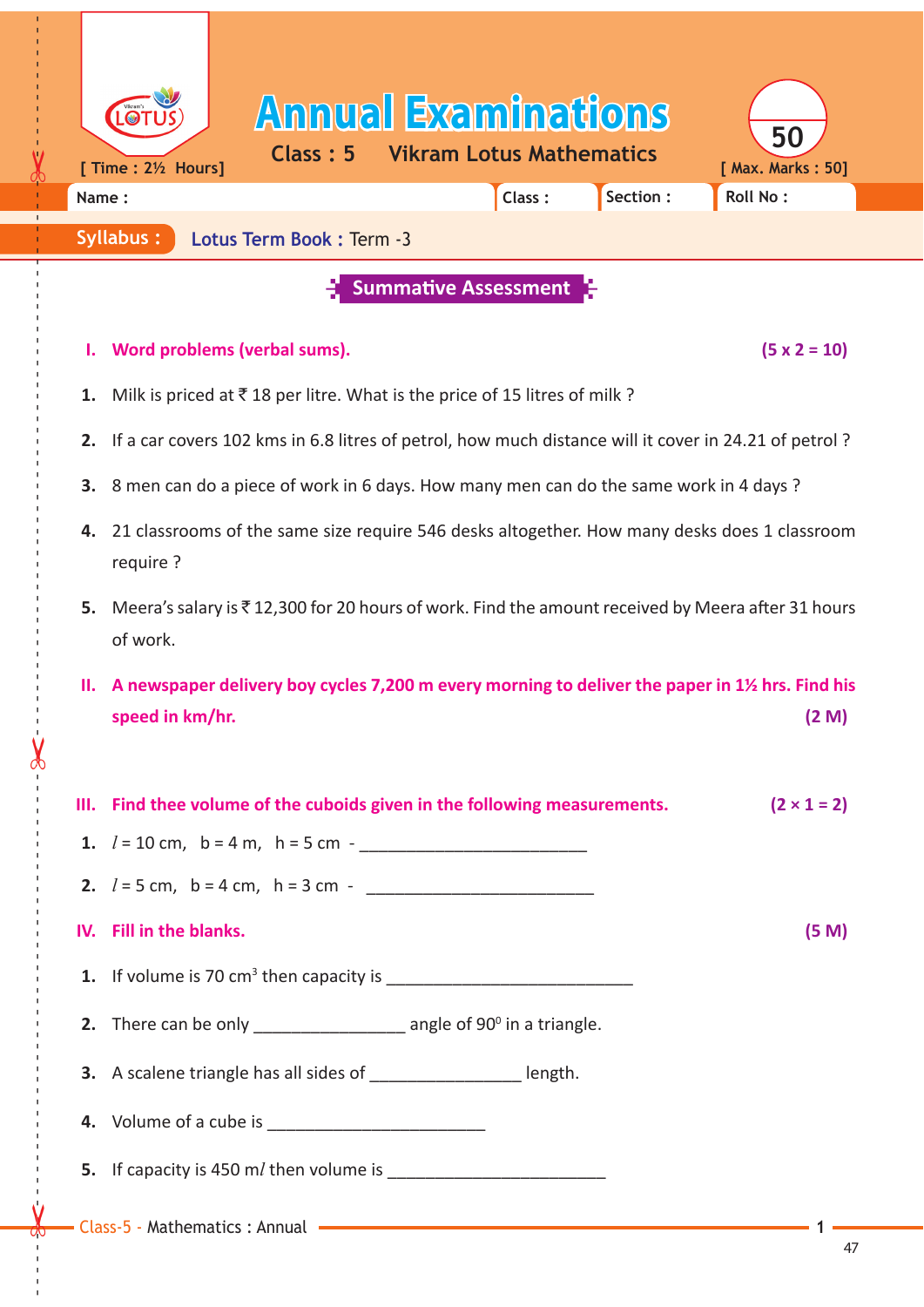# Annual Examinations

**Class : 5 Vikram Lotus Mathematics**

[ Time : 2½ Hours] [ Max. Marks : 50]

| Name : | Class : | Section : | Roll No : |
|---|---|---|---|

**Syllabus :** Lotus Term Book : Term -3

## Summative Assessment

### I. Word problems (verbal sums). (5 x 2 = 10)

1. Milk is priced at ₹ 18 per litre. What is the price of 15 litres of milk ?
2. If a car covers 102 kms in 6.8 litres of petrol, how much distance will it cover in 24.21 of petrol ?
3. 8 men can do a piece of work in 6 days. How many men can do the same work in 4 days ?
4. 21 classrooms of the same size require 546 desks altogether. How many desks does 1 classroom require ?
5. Meera's salary is ₹ 12,300 for 20 hours of work. Find the amount received by Meera after 31 hours of work.

### II. A newspaper delivery boy cycles 7,200 m every morning to deliver the paper in 1½ hrs. Find his speed in km/hr. (2 M)

### III. Find thee volume of the cuboids given in the following measurements. (2 × 1 = 2)

1. $l$ = 10 cm, b = 4 m, h = 5 cm - ________________________
2. $l$ = 5 cm, b = 4 cm, h = 3 cm - ________________________

### IV. Fill in the blanks. (5 M)

1. If volume is 70 $cm^3$ then capacity is ________________________
2. There can be only ________________ angle of $90^0$ in a triangle.
3. A scalene triangle has all sides of ________________ length.
4. Volume of a cube is ________________________
5. If capacity is 450 m$l$ then volume is ________________________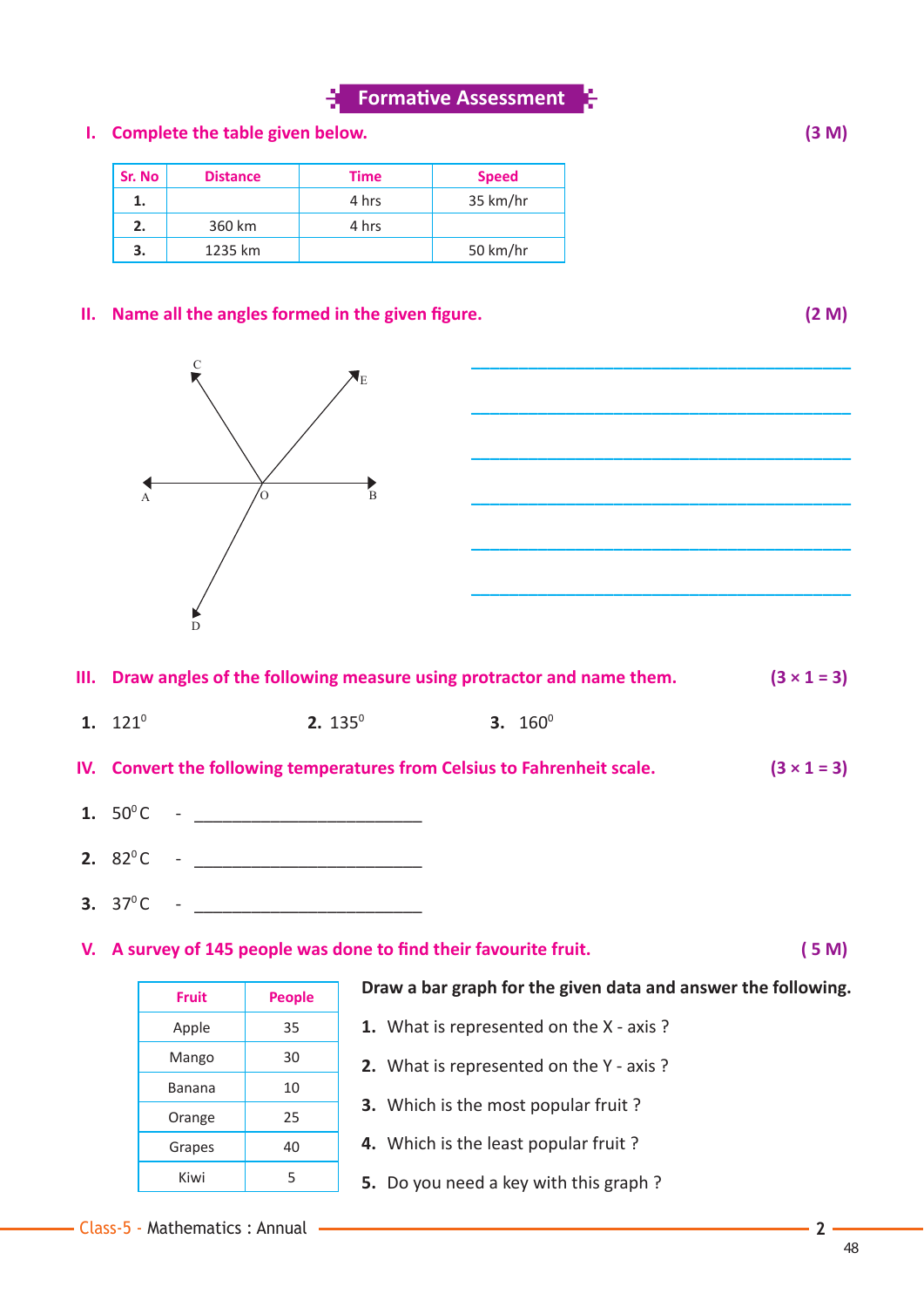# Formative Assessment

**I. Complete the table given below.** **(3 M)**

| Sr. No | Distance | Time | Speed |
|---|---|---|---|
| 1. | | 4 hrs | 35 km/hr |
| 2. | 360 km | 4 hrs | |
| 3. | 1235 km | | 50 km/hr |

**II. Name all the angles formed in the given figure.** **(2 M)**

C, E, A, O, B, D

______________________________________

______________________________________

______________________________________

______________________________________

______________________________________

______________________________________

**III. Draw angles of the following measure using protractor and name them.** **(3 × 1 = 3)**

**1.** $121^0$ **2.** $135^0$ **3.** $160^0$

**IV. Convert the following temperatures from Celsius to Fahrenheit scale.** **(3 × 1 = 3)**

**1.** $50^0$C - ______________________

**2.** $82^0$C - ______________________

**3.** $37^0$C - ______________________

**V. A survey of 145 people was done to find their favourite fruit.** **( 5 M)**

| Fruit | People |
|---|---|
| Apple | 35 |
| Mango | 30 |
| Banana | 10 |
| Orange | 25 |
| Grapes | 40 |
| Kiwi | 5 |

**Draw a bar graph for the given data and answer the following.**

**1.** What is represented on the X - axis ?

**2.** What is represented on the Y - axis ?

**3.** Which is the most popular fruit ?

**4.** Which is the least popular fruit ?

**5.** Do you need a key with this graph ?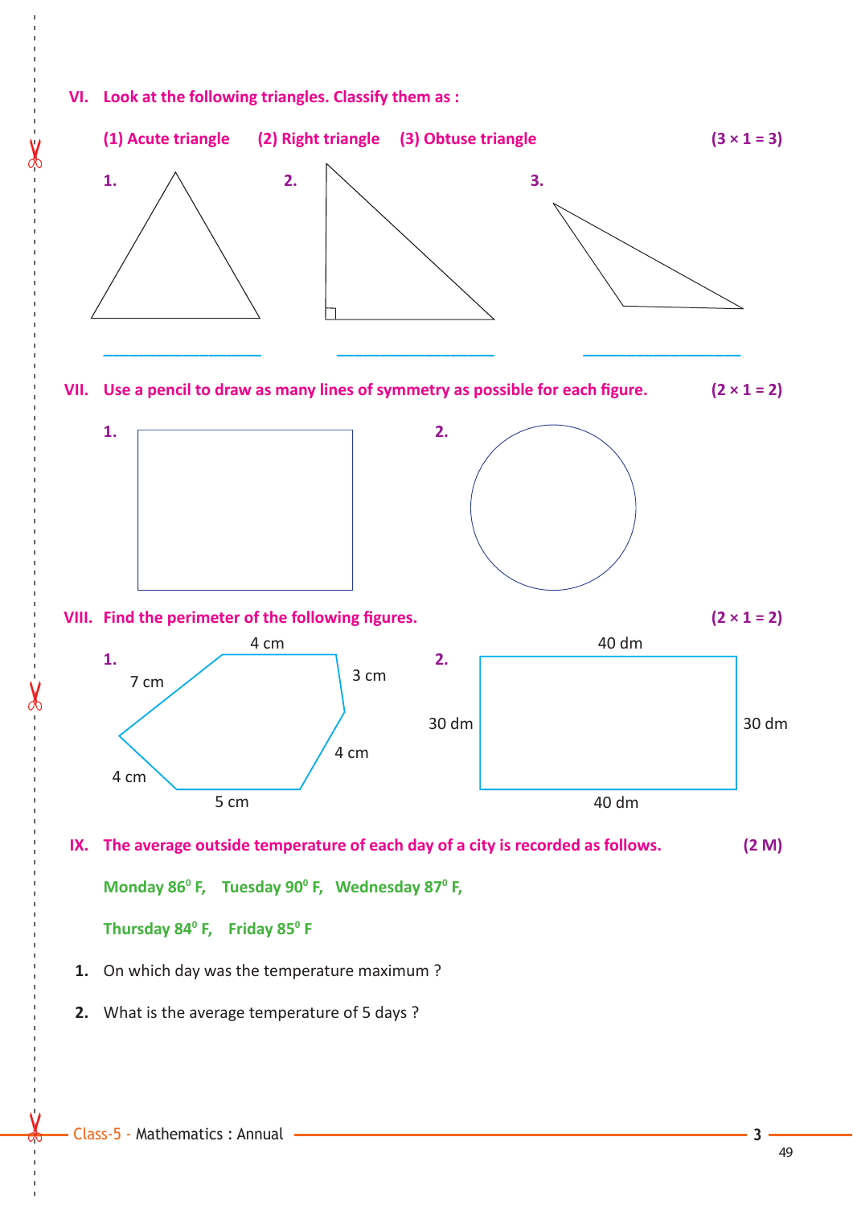**VI. Look at the following triangles. Classify them as :**

**(1) Acute triangle (2) Right triangle (3) Obtuse triangle** **(3 × 1 = 3)**

**1.** **2.** **3.**

\_\_\_\_\_\_\_\_\_\_\_\_\_\_\_\_ \_\_\_\_\_\_\_\_\_\_\_\_\_\_\_\_ \_\_\_\_\_\_\_\_\_\_\_\_\_\_\_\_

**VII. Use a pencil to draw as many lines of symmetry as possible for each figure.** **(2 × 1 = 2)**

**1.** **2.**

**VIII. Find the perimeter of the following figures.** **(2 × 1 = 2)**

**1.** 4 cm, 3 cm, 4 cm, 5 cm, 4 cm, 7 cm

**2.** 40 dm, 30 dm, 40 dm, 30 dm

**IX. The average outside temperature of each day of a city is recorded as follows.** **(2 M)**

**Monday $86^0$ F, Tuesday $90^0$ F, Wednesday $87^0$ F,**

**Thursday $84^0$ F, Friday $85^0$ F**

1. On which day was the temperature maximum ?
2. What is the average temperature of 5 days ?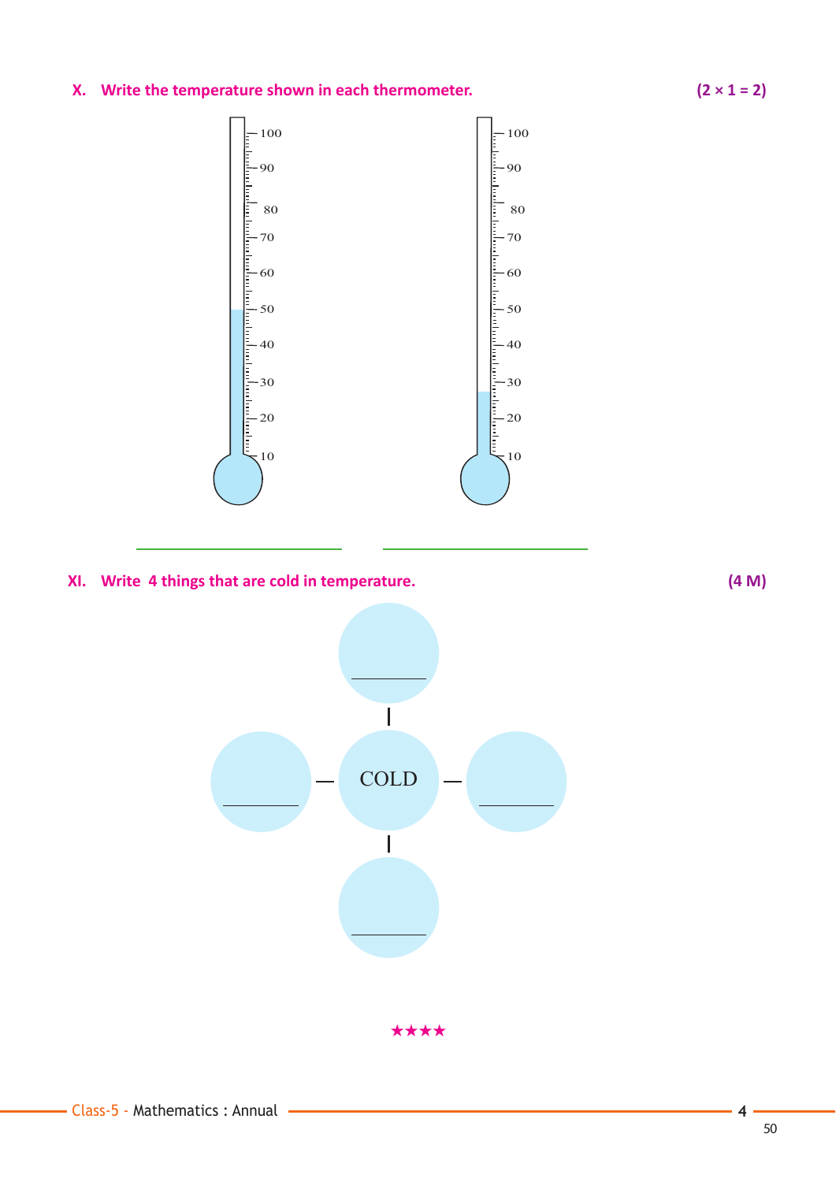**X. Write the temperature shown in each thermometer.** **(2 × 1 = 2)**

100
90
80
70
60
50
40
30
20
10

100
90
80
70
60
50
40
30
20
10

\_\_\_\_\_\_\_\_\_\_\_\_\_\_\_\_ \_\_\_\_\_\_\_\_\_\_\_\_\_\_\_\_

**XI. Write 4 things that are cold in temperature.** **(4 M)**

COLD

★★★★